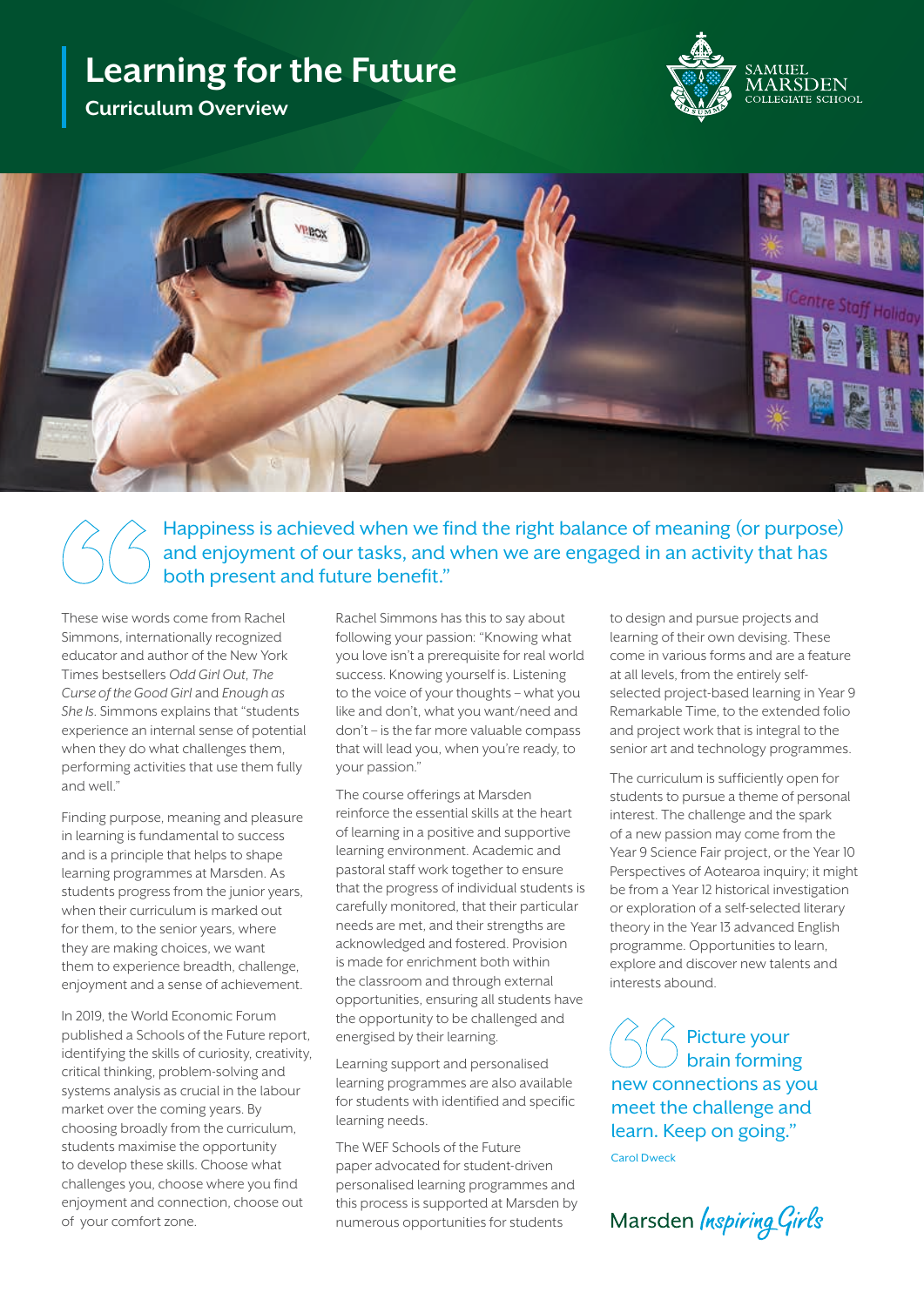# Learning for the Future

## Curriculum Overview

SAMUEL MARSDEN COLLEGIATE SCHOOL

> Happiness is achieved when we find the right balance of meaning (or purpose) and enjoyment of our tasks, and when we are engaged in an activity that has both present and future benefit."

These wise words come from Rachel Simmons, internationally recognized educator and author of the New York Times bestsellers *Odd Girl Out*, *The Curse of the Good Girl* and *Enough as She Is*. Simmons explains that "students experience an internal sense of potential when they do what challenges them, performing activities that use them fully and well."

Finding purpose, meaning and pleasure in learning is fundamental to success and is a principle that helps to shape learning programmes at Marsden. As students progress from the junior years, when their curriculum is marked out for them, to the senior years, where they are making choices, we want them to experience breadth, challenge, enjoyment and a sense of achievement.

In 2019, the World Economic Forum published a Schools of the Future report, identifying the skills of curiosity, creativity, critical thinking, problem-solving and systems analysis as crucial in the labour market over the coming years. By choosing broadly from the curriculum, students maximise the opportunity to develop these skills. Choose what challenges you, choose where you find enjoyment and connection, choose out of your comfort zone.

Rachel Simmons has this to say about following your passion: "Knowing what you love isn't a prerequisite for real world success. Knowing yourself is. Listening to the voice of your thoughts – what you like and don't, what you want/need and don't – is the far more valuable compass that will lead you, when you're ready, to your passion."

The course offerings at Marsden reinforce the essential skills at the heart of learning in a positive and supportive learning environment. Academic and pastoral staff work together to ensure that the progress of individual students is carefully monitored, that their particular needs are met, and their strengths are acknowledged and fostered. Provision is made for enrichment both within the classroom and through external opportunities, ensuring all students have the opportunity to be challenged and energised by their learning.

Learning support and personalised learning programmes are also available for students with identified and specific learning needs.

The WEF Schools of the Future paper advocated for student-driven personalised learning programmes and this process is supported at Marsden by numerous opportunities for students to design and pursue projects and learning of their own devising. These come in various forms and are a feature at all levels, from the entirely self-selected project-based learning in Year 9 Remarkable Time, to the extended folio and project work that is integral to the senior art and technology programmes.

The curriculum is sufficiently open for students to pursue a theme of personal interest. The challenge and the spark of a new passion may come from the Year 9 Science Fair project, or the Year 10 Perspectives of Aotearoa inquiry; it might be from a Year 12 historical investigation or exploration of a self-selected literary theory in the Year 13 advanced English programme. Opportunities to learn, explore and discover new talents and interests abound.

> Picture your brain forming new connections as you meet the challenge and learn. Keep on going."
>
> Carol Dweck

Marsden *Inspiring Girls*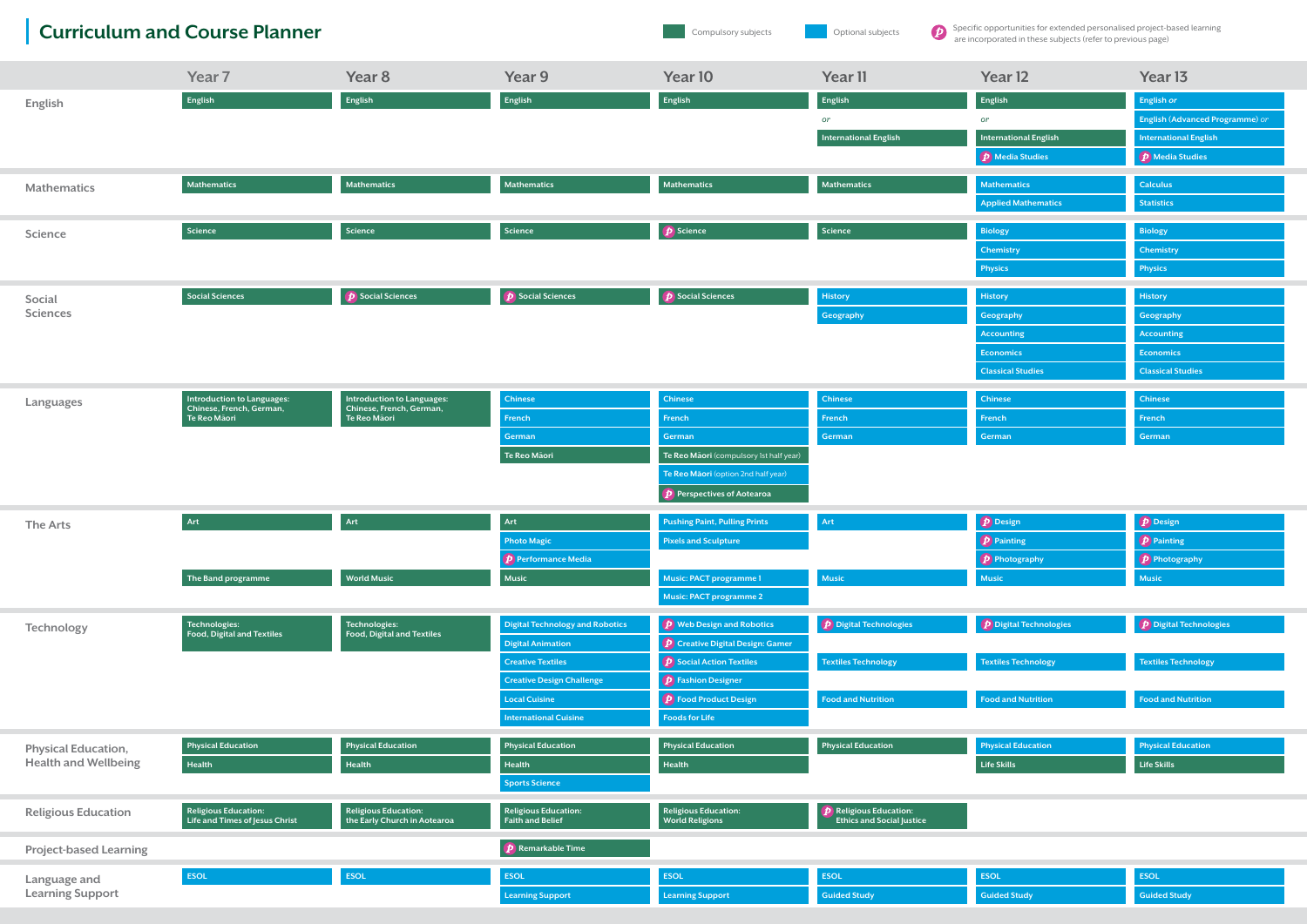# Curriculum and Course Planner

Legend: Compulsory subjects (green) | Optional subjects (blue) | (P) Specific opportunities for extended personalised project-based learning are incorporated in these subjects (refer to previous page)

| | Year 7 | Year 8 | Year 9 | Year 10 | Year 11 | Year 12 | Year 13 |
|---|---|---|---|---|---|---|---|
| **English** | English | English | English | English | English *or* International English | English *or* International English; (P) Media Studies | English *or* English (Advanced Programme) *or* International English; (P) Media Studies |
| **Mathematics** | Mathematics | Mathematics | Mathematics | Mathematics | Mathematics | Mathematics; Applied Mathematics | Calculus; Statistics |
| **Science** | Science | Science | Science | (P) Science | Science | Biology; Chemistry; Physics | Biology; Chemistry; Physics |
| **Social Sciences** | Social Sciences | (P) Social Sciences | (P) Social Sciences | (P) Social Sciences | History; Geography | History; Geography; Accounting; Economics; Classical Studies | History; Geography; Accounting; Economics; Classical Studies |
| **Languages** | Introduction to Languages: Chinese, French, German, Te Reo Māori | Introduction to Languages: Chinese, French, German, Te Reo Māori | Chinese; French; German; Te Reo Māori | Chinese; French; German; Te Reo Māori (compulsory 1st half year); Te Reo Māori (option 2nd half year); (P) Perspectives of Aotearoa | Chinese; French; German | Chinese; French; German | Chinese; French; German |
| **The Arts** | Art; The Band programme | Art; World Music | Art; Photo Magic; (P) Performance Media; Music | Pushing Paint, Pulling Prints; Pixels and Sculpture; Music: PACT programme 1; Music: PACT programme 2 | Art; Music | (P) Design; (P) Painting; (P) Photography; Music | (P) Design; (P) Painting; (P) Photography; Music |
| **Technology** | Technologies: Food, Digital and Textiles | Technologies: Food, Digital and Textiles | Digital Technology and Robotics; Digital Animation; Creative Textiles; Creative Design Challenge; Local Cuisine; International Cuisine | (P) Web Design and Robotics; (P) Creative Digital Design: Gamer; (P) Social Action Textiles; (P) Fashion Designer; (P) Food Product Design; Foods for Life | (P) Digital Technologies; Textiles Technology; Food and Nutrition | (P) Digital Technologies; Textiles Technology; Food and Nutrition | (P) Digital Technologies; Textiles Technology; Food and Nutrition |
| **Physical Education, Health and Wellbeing** | Physical Education; Health | Physical Education; Health | Physical Education; Health; Sports Science | Physical Education; Health | Physical Education | Physical Education; Life Skills | Physical Education; Life Skills |
| **Religious Education** | Religious Education: Life and Times of Jesus Christ | Religious Education: the Early Church in Aotearoa | Religious Education: Faith and Belief | Religious Education: World Religions | (P) Religious Education: Ethics and Social Justice | | |
| **Project-based Learning** | | | (P) Remarkable Time | | | | |
| **Language and Learning Support** | ESOL | ESOL | ESOL; Learning Support | ESOL; Learning Support | ESOL; Guided Study | ESOL; Guided Study | ESOL; Guided Study |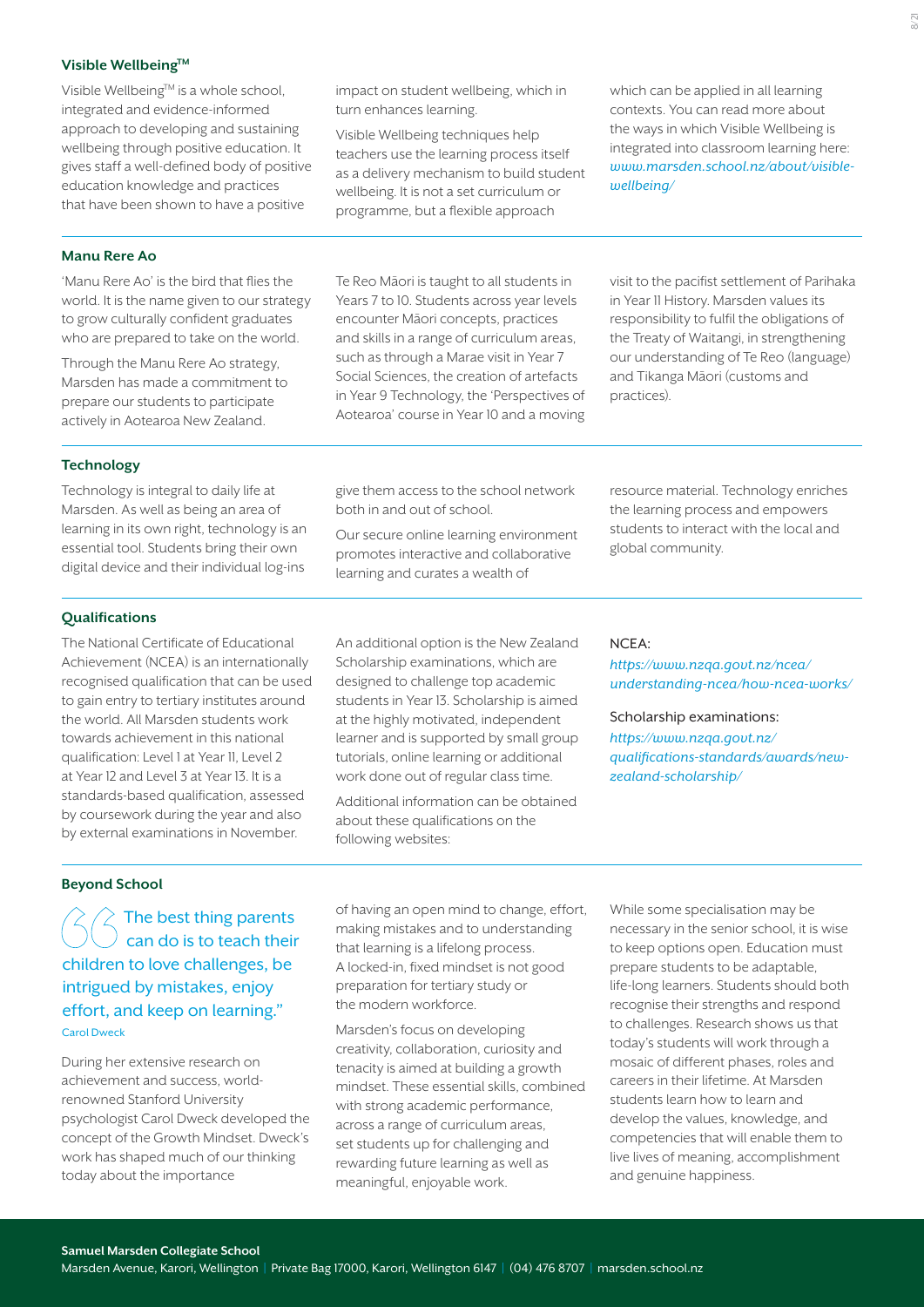## Visible Wellbeing™

Visible Wellbeing™ is a whole school, integrated and evidence-informed approach to developing and sustaining wellbeing through positive education. It gives staff a well-defined body of positive education knowledge and practices that have been shown to have a positive impact on student wellbeing, which in turn enhances learning.

Visible Wellbeing techniques help teachers use the learning process itself as a delivery mechanism to build student wellbeing. It is not a set curriculum or programme, but a flexible approach which can be applied in all learning contexts. You can read more about the ways in which Visible Wellbeing is integrated into classroom learning here: *www.marsden.school.nz/about/visible-wellbeing/*

## Manu Rere Ao

'Manu Rere Ao' is the bird that flies the world. It is the name given to our strategy to grow culturally confident graduates who are prepared to take on the world.

Through the Manu Rere Ao strategy, Marsden has made a commitment to prepare our students to participate actively in Aotearoa New Zealand.

Te Reo Māori is taught to all students in Years 7 to 10. Students across year levels encounter Māori concepts, practices and skills in a range of curriculum areas, such as through a Marae visit in Year 7 Social Sciences, the creation of artefacts in Year 9 Technology, the 'Perspectives of Aotearoa' course in Year 10 and a moving visit to the pacifist settlement of Parihaka in Year 11 History. Marsden values its responsibility to fulfil the obligations of the Treaty of Waitangi, in strengthening our understanding of Te Reo (language) and Tikanga Māori (customs and practices).

## Technology

Technology is integral to daily life at Marsden. As well as being an area of learning in its own right, technology is an essential tool. Students bring their own digital device and their individual log-ins give them access to the school network both in and out of school.

Our secure online learning environment promotes interactive and collaborative learning and curates a wealth of resource material. Technology enriches the learning process and empowers students to interact with the local and global community.

## Qualifications

The National Certificate of Educational Achievement (NCEA) is an internationally recognised qualification that can be used to gain entry to tertiary institutes around the world. All Marsden students work towards achievement in this national qualification: Level 1 at Year 11, Level 2 at Year 12 and Level 3 at Year 13. It is a standards-based qualification, assessed by coursework during the year and also by external examinations in November.

An additional option is the New Zealand Scholarship examinations, which are designed to challenge top academic students in Year 13. Scholarship is aimed at the highly motivated, independent learner and is supported by small group tutorials, online learning or additional work done out of regular class time.

Additional information can be obtained about these qualifications on the following websites:

NCEA:
*https://www.nzqa.govt.nz/ncea/understanding-ncea/how-ncea-works/*

Scholarship examinations:
*https://www.nzqa.govt.nz/qualifications-standards/awards/new-zealand-scholarship/*

## Beyond School

> "The best thing parents can do is to teach their children to love challenges, be intrigued by mistakes, enjoy effort, and keep on learning."
>
> Carol Dweck

During her extensive research on achievement and success, world-renowned Stanford University psychologist Carol Dweck developed the concept of the Growth Mindset. Dweck's work has shaped much of our thinking today about the importance of having an open mind to change, effort, making mistakes and to understanding that learning is a lifelong process. A locked-in, fixed mindset is not good preparation for tertiary study or the modern workforce.

Marsden's focus on developing creativity, collaboration, curiosity and tenacity is aimed at building a growth mindset. These essential skills, combined with strong academic performance, across a range of curriculum areas, set students up for challenging and rewarding future learning as well as meaningful, enjoyable work.

While some specialisation may be necessary in the senior school, it is wise to keep options open. Education must prepare students to be adaptable, life-long learners. Students should both recognise their strengths and respond to challenges. Research shows us that today's students will work through a mosaic of different phases, roles and careers in their lifetime. At Marsden students learn how to learn and develop the values, knowledge, and competencies that will enable them to live lives of meaning, accomplishment and genuine happiness.

**Samuel Marsden Collegiate School**
Marsden Avenue, Karori, Wellington | Private Bag 17000, Karori, Wellington 6147 | (04) 476 8707 | marsden.school.nz